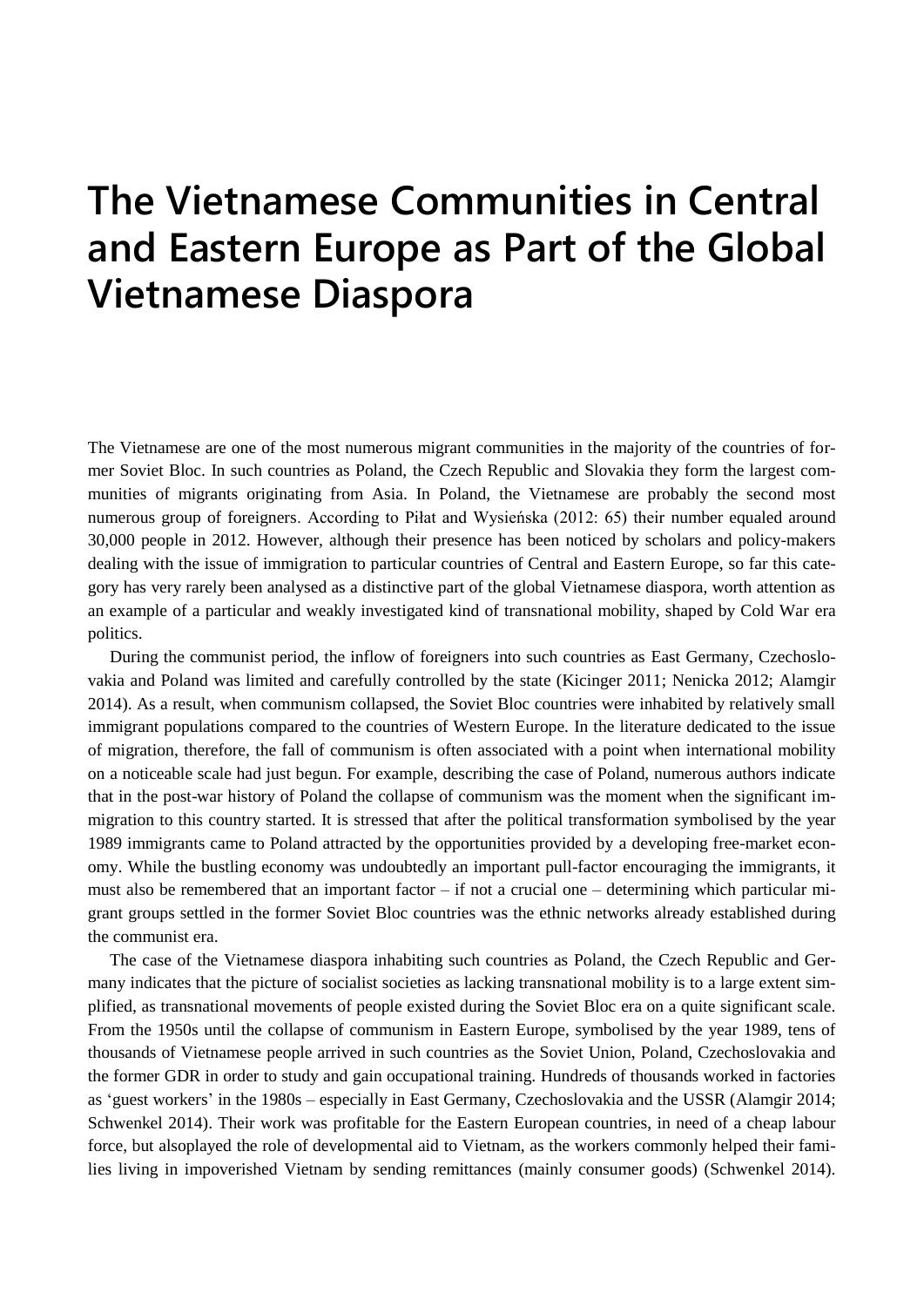# The Vietnamese Communities in Central and Eastern Europe as Part of the Global Vietnamese Diaspora

The Vietnamese are one of the most numerous migrant communities in the majority of the countries of former Soviet Bloc. In such countries as Poland, the Czech Republic and Slovakia they form the largest communities of migrants originating from Asia. In Poland, the Vietnamese are probably the second most numerous group of foreigners. According to Piłat and Wysieńska (2012: 65) their number equaled around 30,000 people in 2012. However, although their presence has been noticed by scholars and policy-makers dealing with the issue of immigration to particular countries of Central and Eastern Europe, so far this category has very rarely been analysed as a distinctive part of the global Vietnamese diaspora, worth attention as an example of a particular and weakly investigated kind of transnational mobility, shaped by Cold War era politics.

During the communist period, the inflow of foreigners into such countries as East Germany, Czechoslovakia and Poland was limited and carefully controlled by the state (Kicinger 2011; Nenicka 2012; Alamgir 2014). As a result, when communism collapsed, the Soviet Bloc countries were inhabited by relatively small immigrant populations compared to the countries of Western Europe. In the literature dedicated to the issue of migration, therefore, the fall of communism is often associated with a point when international mobility on a noticeable scale had just begun. For example, describing the case of Poland, numerous authors indicate that in the post-war history of Poland the collapse of communism was the moment when the significant immigration to this country started. It is stressed that after the political transformation symbolised by the year 1989 immigrants came to Poland attracted by the opportunities provided by a developing free-market economy. While the bustling economy was undoubtedly an important pull-factor encouraging the immigrants, it must also be remembered that an important factor – if not a crucial one – determining which particular migrant groups settled in the former Soviet Bloc countries was the ethnic networks already established during the communist era.

The case of the Vietnamese diaspora inhabiting such countries as Poland, the Czech Republic and Germany indicates that the picture of socialist societies as lacking transnational mobility is to a large extent simplified, as transnational movements of people existed during the Soviet Bloc era on a quite significant scale. From the 1950s until the collapse of communism in Eastern Europe, symbolised by the year 1989, tens of thousands of Vietnamese people arrived in such countries as the Soviet Union, Poland, Czechoslovakia and the former GDR in order to study and gain occupational training. Hundreds of thousands worked in factories as 'guest workers' in the 1980s – especially in East Germany, Czechoslovakia and the USSR (Alamgir 2014; Schwenkel 2014). Their work was profitable for the Eastern European countries, in need of a cheap labour force, but alsoplayed the role of developmental aid to Vietnam, as the workers commonly helped their families living in impoverished Vietnam by sending remittances (mainly consumer goods) (Schwenkel 2014).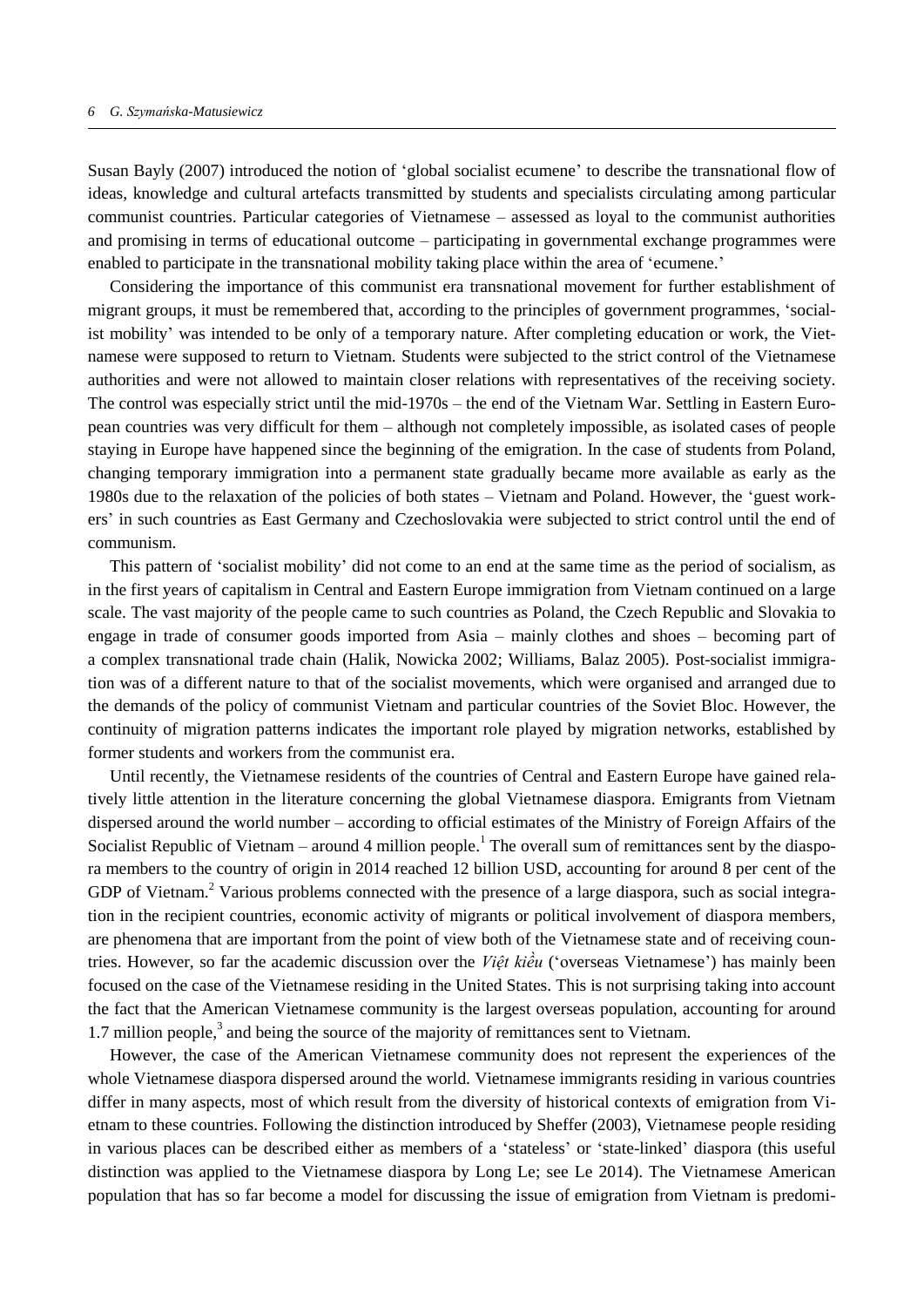Susan Bayly (2007) introduced the notion of 'global socialist ecumene' to describe the transnational flow of ideas, knowledge and cultural artefacts transmitted by students and specialists circulating among particular communist countries. Particular categories of Vietnamese – assessed as loyal to the communist authorities and promising in terms of educational outcome – participating in governmental exchange programmes were enabled to participate in the transnational mobility taking place within the area of 'ecumene.'

Considering the importance of this communist era transnational movement for further establishment of migrant groups, it must be remembered that, according to the principles of government programmes, 'socialist mobility' was intended to be only of a temporary nature. After completing education or work, the Vietnamese were supposed to return to Vietnam. Students were subjected to the strict control of the Vietnamese authorities and were not allowed to maintain closer relations with representatives of the receiving society. The control was especially strict until the mid-1970s – the end of the Vietnam War. Settling in Eastern European countries was very difficult for them – although not completely impossible, as isolated cases of people staying in Europe have happened since the beginning of the emigration. In the case of students from Poland, changing temporary immigration into a permanent state gradually became more available as early as the 1980s due to the relaxation of the policies of both states – Vietnam and Poland. However, the 'guest workers' in such countries as East Germany and Czechoslovakia were subjected to strict control until the end of communism.

This pattern of 'socialist mobility' did not come to an end at the same time as the period of socialism, as in the first years of capitalism in Central and Eastern Europe immigration from Vietnam continued on a large scale. The vast majority of the people came to such countries as Poland, the Czech Republic and Slovakia to engage in trade of consumer goods imported from Asia – mainly clothes and shoes – becoming part of a complex transnational trade chain (Halik, Nowicka 2002; Williams, Balaz 2005). Post-socialist immigration was of a different nature to that of the socialist movements, which were organised and arranged due to the demands of the policy of communist Vietnam and particular countries of the Soviet Bloc. However, the continuity of migration patterns indicates the important role played by migration networks, established by former students and workers from the communist era.

Until recently, the Vietnamese residents of the countries of Central and Eastern Europe have gained relatively little attention in the literature concerning the global Vietnamese diaspora. Emigrants from Vietnam dispersed around the world number – according to official estimates of the Ministry of Foreign Affairs of the Socialist Republic of Vietnam – around 4 million people.[1] The overall sum of remittances sent by the diaspora members to the country of origin in 2014 reached 12 billion USD, accounting for around 8 per cent of the GDP of Vietnam.[2] Various problems connected with the presence of a large diaspora, such as social integration in the recipient countries, economic activity of migrants or political involvement of diaspora members, are phenomena that are important from the point of view both of the Vietnamese state and of receiving countries. However, so far the academic discussion over the *Việt kiều* ('overseas Vietnamese') has mainly been focused on the case of the Vietnamese residing in the United States. This is not surprising taking into account the fact that the American Vietnamese community is the largest overseas population, accounting for around 1.7 million people,[3] and being the source of the majority of remittances sent to Vietnam.

However, the case of the American Vietnamese community does not represent the experiences of the whole Vietnamese diaspora dispersed around the world. Vietnamese immigrants residing in various countries differ in many aspects, most of which result from the diversity of historical contexts of emigration from Vietnam to these countries. Following the distinction introduced by Sheffer (2003), Vietnamese people residing in various places can be described either as members of a 'stateless' or 'state-linked' diaspora (this useful distinction was applied to the Vietnamese diaspora by Long Le; see Le 2014). The Vietnamese American population that has so far become a model for discussing the issue of emigration from Vietnam is predomi-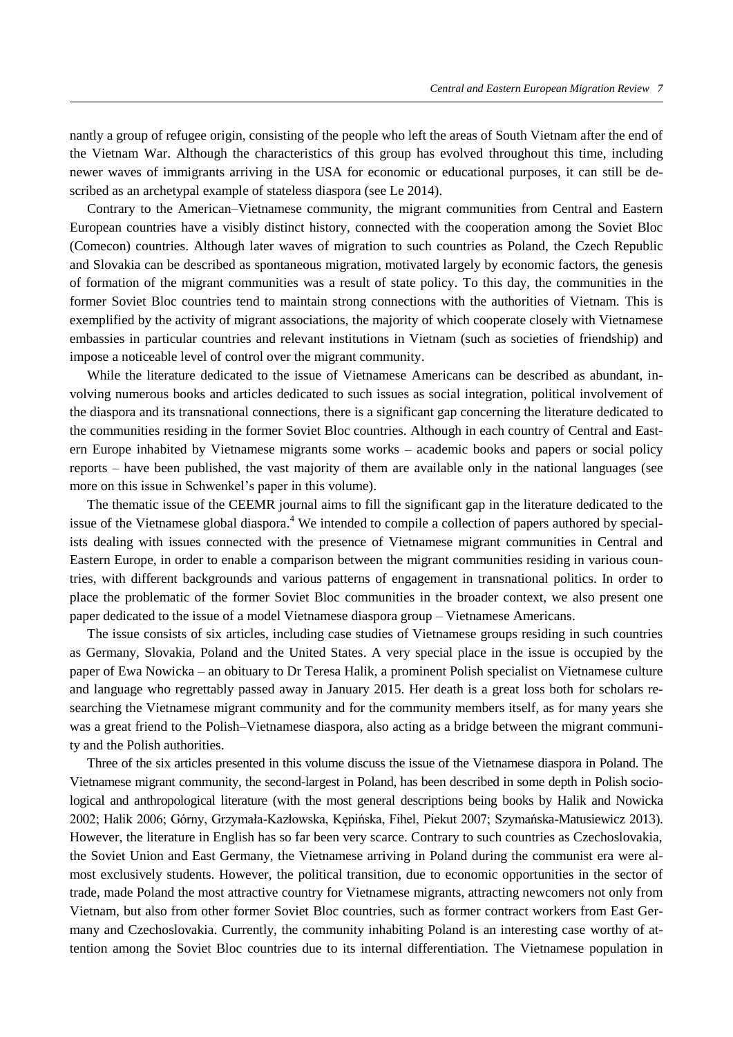nantly a group of refugee origin, consisting of the people who left the areas of South Vietnam after the end of the Vietnam War. Although the characteristics of this group has evolved throughout this time, including newer waves of immigrants arriving in the USA for economic or educational purposes, it can still be described as an archetypal example of stateless diaspora (see Le 2014).

Contrary to the American–Vietnamese community, the migrant communities from Central and Eastern European countries have a visibly distinct history, connected with the cooperation among the Soviet Bloc (Comecon) countries. Although later waves of migration to such countries as Poland, the Czech Republic and Slovakia can be described as spontaneous migration, motivated largely by economic factors, the genesis of formation of the migrant communities was a result of state policy. To this day, the communities in the former Soviet Bloc countries tend to maintain strong connections with the authorities of Vietnam. This is exemplified by the activity of migrant associations, the majority of which cooperate closely with Vietnamese embassies in particular countries and relevant institutions in Vietnam (such as societies of friendship) and impose a noticeable level of control over the migrant community.

While the literature dedicated to the issue of Vietnamese Americans can be described as abundant, involving numerous books and articles dedicated to such issues as social integration, political involvement of the diaspora and its transnational connections, there is a significant gap concerning the literature dedicated to the communities residing in the former Soviet Bloc countries. Although in each country of Central and Eastern Europe inhabited by Vietnamese migrants some works – academic books and papers or social policy reports – have been published, the vast majority of them are available only in the national languages (see more on this issue in Schwenkel's paper in this volume).

The thematic issue of the CEEMR journal aims to fill the significant gap in the literature dedicated to the issue of the Vietnamese global diaspora.[4] We intended to compile a collection of papers authored by specialists dealing with issues connected with the presence of Vietnamese migrant communities in Central and Eastern Europe, in order to enable a comparison between the migrant communities residing in various countries, with different backgrounds and various patterns of engagement in transnational politics. In order to place the problematic of the former Soviet Bloc communities in the broader context, we also present one paper dedicated to the issue of a model Vietnamese diaspora group – Vietnamese Americans.

The issue consists of six articles, including case studies of Vietnamese groups residing in such countries as Germany, Slovakia, Poland and the United States. A very special place in the issue is occupied by the paper of Ewa Nowicka – an obituary to Dr Teresa Halik, a prominent Polish specialist on Vietnamese culture and language who regrettably passed away in January 2015. Her death is a great loss both for scholars researching the Vietnamese migrant community and for the community members itself, as for many years she was a great friend to the Polish–Vietnamese diaspora, also acting as a bridge between the migrant community and the Polish authorities.

Three of the six articles presented in this volume discuss the issue of the Vietnamese diaspora in Poland. The Vietnamese migrant community, the second-largest in Poland, has been described in some depth in Polish sociological and anthropological literature (with the most general descriptions being books by Halik and Nowicka 2002; Halik 2006; Górny, Grzymała-Kazłowska, Kępińska, Fihel, Piekut 2007; Szymańska-Matusiewicz 2013). However, the literature in English has so far been very scarce. Contrary to such countries as Czechoslovakia, the Soviet Union and East Germany, the Vietnamese arriving in Poland during the communist era were almost exclusively students. However, the political transition, due to economic opportunities in the sector of trade, made Poland the most attractive country for Vietnamese migrants, attracting newcomers not only from Vietnam, but also from other former Soviet Bloc countries, such as former contract workers from East Germany and Czechoslovakia. Currently, the community inhabiting Poland is an interesting case worthy of attention among the Soviet Bloc countries due to its internal differentiation. The Vietnamese population in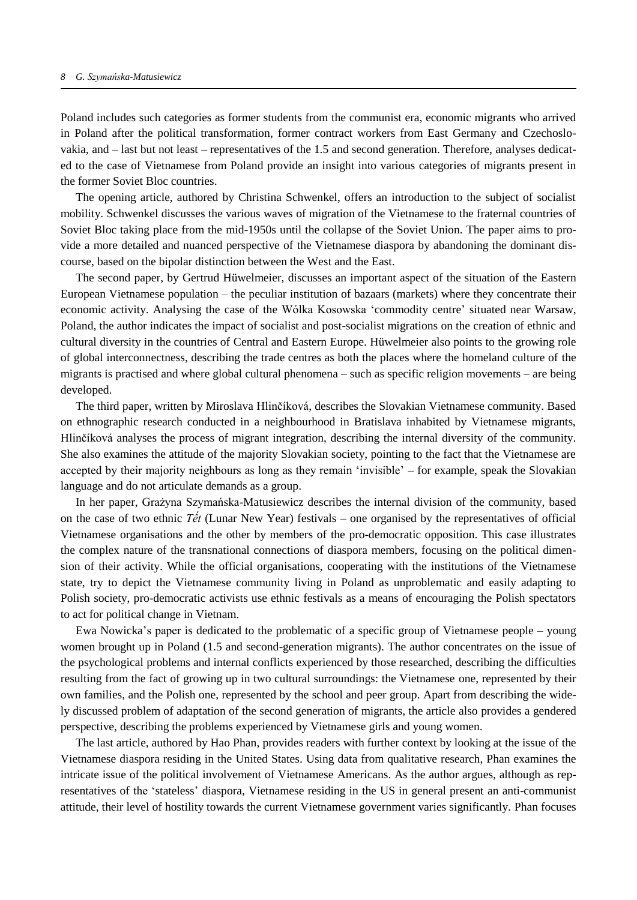Poland includes such categories as former students from the communist era, economic migrants who arrived in Poland after the political transformation, former contract workers from East Germany and Czechoslovakia, and – last but not least – representatives of the 1.5 and second generation. Therefore, analyses dedicated to the case of Vietnamese from Poland provide an insight into various categories of migrants present in the former Soviet Bloc countries.

The opening article, authored by Christina Schwenkel, offers an introduction to the subject of socialist mobility. Schwenkel discusses the various waves of migration of the Vietnamese to the fraternal countries of Soviet Bloc taking place from the mid-1950s until the collapse of the Soviet Union. The paper aims to provide a more detailed and nuanced perspective of the Vietnamese diaspora by abandoning the dominant discourse, based on the bipolar distinction between the West and the East.

The second paper, by Gertrud Hüwelmeier, discusses an important aspect of the situation of the Eastern European Vietnamese population – the peculiar institution of bazaars (markets) where they concentrate their economic activity. Analysing the case of the Wólka Kosowska 'commodity centre' situated near Warsaw, Poland, the author indicates the impact of socialist and post-socialist migrations on the creation of ethnic and cultural diversity in the countries of Central and Eastern Europe. Hüwelmeier also points to the growing role of global interconnectness, describing the trade centres as both the places where the homeland culture of the migrants is practised and where global cultural phenomena – such as specific religion movements – are being developed.

The third paper, written by Miroslava Hlinčíková, describes the Slovakian Vietnamese community. Based on ethnographic research conducted in a neighbourhood in Bratislava inhabited by Vietnamese migrants, Hlinčíková analyses the process of migrant integration, describing the internal diversity of the community. She also examines the attitude of the majority Slovakian society, pointing to the fact that the Vietnamese are accepted by their majority neighbours as long as they remain 'invisible' – for example, speak the Slovakian language and do not articulate demands as a group.

In her paper, Grażyna Szymańska-Matusiewicz describes the internal division of the community, based on the case of two ethnic *Tết* (Lunar New Year) festivals – one organised by the representatives of official Vietnamese organisations and the other by members of the pro-democratic opposition. This case illustrates the complex nature of the transnational connections of diaspora members, focusing on the political dimension of their activity. While the official organisations, cooperating with the institutions of the Vietnamese state, try to depict the Vietnamese community living in Poland as unproblematic and easily adapting to Polish society, pro-democratic activists use ethnic festivals as a means of encouraging the Polish spectators to act for political change in Vietnam.

Ewa Nowicka's paper is dedicated to the problematic of a specific group of Vietnamese people – young women brought up in Poland (1.5 and second-generation migrants). The author concentrates on the issue of the psychological problems and internal conflicts experienced by those researched, describing the difficulties resulting from the fact of growing up in two cultural surroundings: the Vietnamese one, represented by their own families, and the Polish one, represented by the school and peer group. Apart from describing the widely discussed problem of adaptation of the second generation of migrants, the article also provides a gendered perspective, describing the problems experienced by Vietnamese girls and young women.

The last article, authored by Hao Phan, provides readers with further context by looking at the issue of the Vietnamese diaspora residing in the United States. Using data from qualitative research, Phan examines the intricate issue of the political involvement of Vietnamese Americans. As the author argues, although as representatives of the 'stateless' diaspora, Vietnamese residing in the US in general present an anti-communist attitude, their level of hostility towards the current Vietnamese government varies significantly. Phan focuses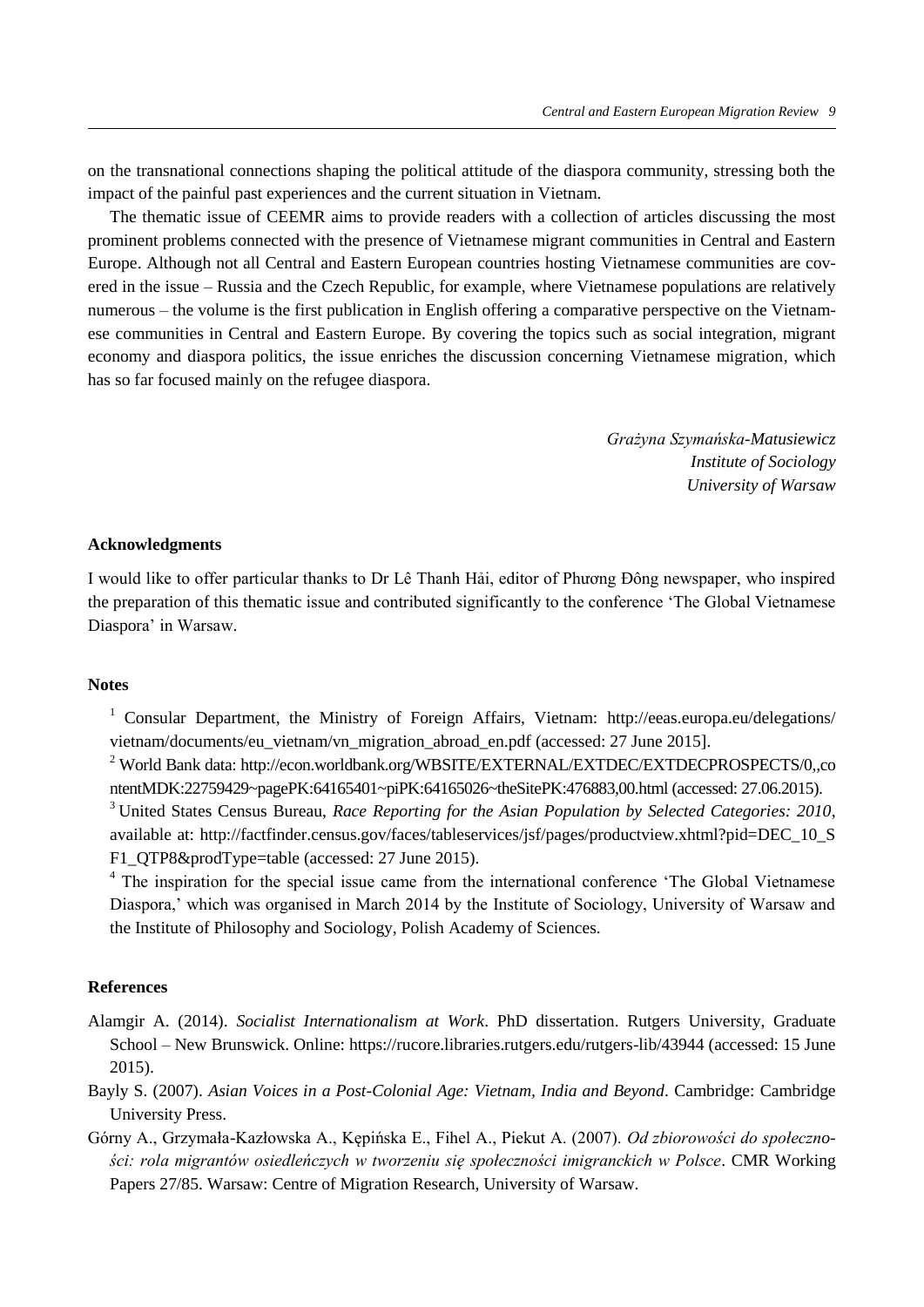on the transnational connections shaping the political attitude of the diaspora community, stressing both the impact of the painful past experiences and the current situation in Vietnam.

The thematic issue of CEEMR aims to provide readers with a collection of articles discussing the most prominent problems connected with the presence of Vietnamese migrant communities in Central and Eastern Europe. Although not all Central and Eastern European countries hosting Vietnamese communities are covered in the issue – Russia and the Czech Republic, for example, where Vietnamese populations are relatively numerous – the volume is the first publication in English offering a comparative perspective on the Vietnamese communities in Central and Eastern Europe. By covering the topics such as social integration, migrant economy and diaspora politics, the issue enriches the discussion concerning Vietnamese migration, which has so far focused mainly on the refugee diaspora.

*Grażyna Szymańska-Matusiewicz*
*Institute of Sociology*
*University of Warsaw*

## Acknowledgments

I would like to offer particular thanks to Dr Lê Thanh Hải, editor of Phương Đông newspaper, who inspired the preparation of this thematic issue and contributed significantly to the conference 'The Global Vietnamese Diaspora' in Warsaw.

## Notes

[1] Consular Department, the Ministry of Foreign Affairs, Vietnam: http://eeas.europa.eu/delegations/vietnam/documents/eu_vietnam/vn_migration_abroad_en.pdf (accessed: 27 June 2015].

[2] World Bank data: http://econ.worldbank.org/WBSITE/EXTERNAL/EXTDEC/EXTDECPROSPECTS/0,,contentMDK:22759429~pagePK:64165401~piPK:64165026~theSitePK:476883,00.html (accessed: 27.06.2015).

[3] United States Census Bureau, *Race Reporting for the Asian Population by Selected Categories: 2010*, available at: http://factfinder.census.gov/faces/tableservices/jsf/pages/productview.xhtml?pid=DEC_10_SF1_QTP8&prodType=table (accessed: 27 June 2015).

[4] The inspiration for the special issue came from the international conference 'The Global Vietnamese Diaspora,' which was organised in March 2014 by the Institute of Sociology, University of Warsaw and the Institute of Philosophy and Sociology, Polish Academy of Sciences.

## References

Alamgir A. (2014). *Socialist Internationalism at Work*. PhD dissertation. Rutgers University, Graduate School – New Brunswick. Online: https://rucore.libraries.rutgers.edu/rutgers-lib/43944 (accessed: 15 June 2015).

Bayly S. (2007). *Asian Voices in a Post-Colonial Age: Vietnam, India and Beyond*. Cambridge: Cambridge University Press.

Górny A., Grzymała-Kazłowska A., Kępińska E., Fihel A., Piekut A. (2007). *Od zbiorowości do społeczności: rola migrantów osiedleńczych w tworzeniu się społeczności imigranckich w Polsce*. CMR Working Papers 27/85. Warsaw: Centre of Migration Research, University of Warsaw.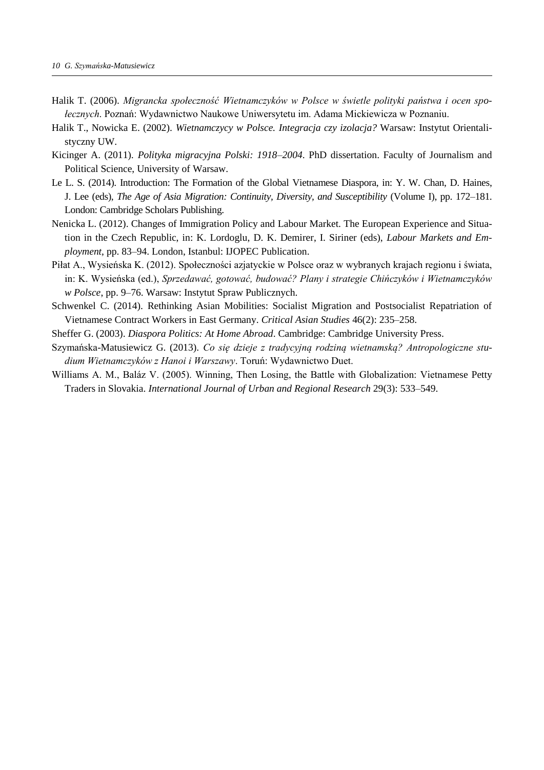Halik T. (2006). *Migrancka społeczność Wietnamczyków w Polsce w świetle polityki państwa i ocen społecznych*. Poznań: Wydawnictwo Naukowe Uniwersytetu im. Adama Mickiewicza w Poznaniu.

Halik T., Nowicka E. (2002). *Wietnamczycy w Polsce. Integracja czy izolacja?* Warsaw: Instytut Orientalistyczny UW.

Kicinger A. (2011). *Polityka migracyjna Polski: 1918–2004*. PhD dissertation. Faculty of Journalism and Political Science, University of Warsaw.

Le L. S. (2014). Introduction: The Formation of the Global Vietnamese Diaspora, in: Y. W. Chan, D. Haines, J. Lee (eds), *The Age of Asia Migration: Continuity, Diversity, and Susceptibility* (Volume I), pp. 172–181. London: Cambridge Scholars Publishing.

Nenicka L. (2012). Changes of Immigration Policy and Labour Market. The European Experience and Situation in the Czech Republic, in: K. Lordoglu, D. K. Demirer, I. Siriner (eds), *Labour Markets and Employment*, pp. 83–94. London, Istanbul: IJOPEC Publication.

Piłat A., Wysieńska K. (2012). Społeczności azjatyckie w Polsce oraz w wybranych krajach regionu i świata, in: K. Wysieńska (ed.), *Sprzedawać, gotować, budować? Plany i strategie Chińczyków i Wietnamczyków w Polsce*, pp. 9–76. Warsaw: Instytut Spraw Publicznych.

Schwenkel C. (2014). Rethinking Asian Mobilities: Socialist Migration and Postsocialist Repatriation of Vietnamese Contract Workers in East Germany. *Critical Asian Studies* 46(2): 235–258.

Sheffer G. (2003). *Diaspora Politics: At Home Abroad*. Cambridge: Cambridge University Press.

Szymańska-Matusiewicz G. (2013). *Co się dzieje z tradycyjną rodziną wietnamską? Antropologiczne studium Wietnamczyków z Hanoi i Warszawy*. Toruń: Wydawnictwo Duet.

Williams A. M., Baláz V. (2005). Winning, Then Losing, the Battle with Globalization: Vietnamese Petty Traders in Slovakia. *International Journal of Urban and Regional Research* 29(3): 533–549.